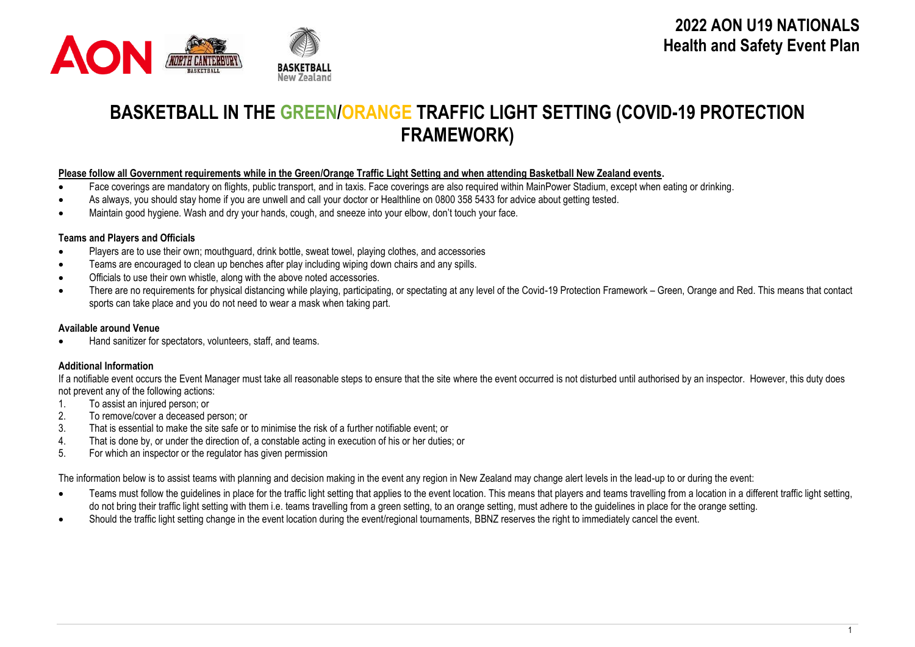# 2022 AON U19 NATIONALS
## Health and Safety Event Plan

# BASKETBALL IN THE GREEN/ORANGE TRAFFIC LIGHT SETTING (COVID-19 PROTECTION FRAMEWORK)

**Please follow all Government requirements while in the Green/Orange Traffic Light Setting and when attending Basketball New Zealand events.**

- Face coverings are mandatory on flights, public transport, and in taxis. Face coverings are also required within MainPower Stadium, except when eating or drinking.
- As always, you should stay home if you are unwell and call your doctor or Healthline on 0800 358 5433 for advice about getting tested.
- Maintain good hygiene. Wash and dry your hands, cough, and sneeze into your elbow, don't touch your face.

**Teams and Players and Officials**

- Players are to use their own; mouthguard, drink bottle, sweat towel, playing clothes, and accessories
- Teams are encouraged to clean up benches after play including wiping down chairs and any spills.
- Officials to use their own whistle, along with the above noted accessories.
- There are no requirements for physical distancing while playing, participating, or spectating at any level of the Covid-19 Protection Framework – Green, Orange and Red. This means that contact sports can take place and you do not need to wear a mask when taking part.

**Available around Venue**

- Hand sanitizer for spectators, volunteers, staff, and teams.

**Additional Information**

If a notifiable event occurs the Event Manager must take all reasonable steps to ensure that the site where the event occurred is not disturbed until authorised by an inspector. However, this duty does not prevent any of the following actions:

1. To assist an injured person; or
2. To remove/cover a deceased person; or
3. That is essential to make the site safe or to minimise the risk of a further notifiable event; or
4. That is done by, or under the direction of, a constable acting in execution of his or her duties; or
5. For which an inspector or the regulator has given permission

The information below is to assist teams with planning and decision making in the event any region in New Zealand may change alert levels in the lead-up to or during the event:

- Teams must follow the guidelines in place for the traffic light setting that applies to the event location. This means that players and teams travelling from a location in a different traffic light setting, do not bring their traffic light setting with them i.e. teams travelling from a green setting, to an orange setting, must adhere to the guidelines in place for the orange setting.
- Should the traffic light setting change in the event location during the event/regional tournaments, BBNZ reserves the right to immediately cancel the event.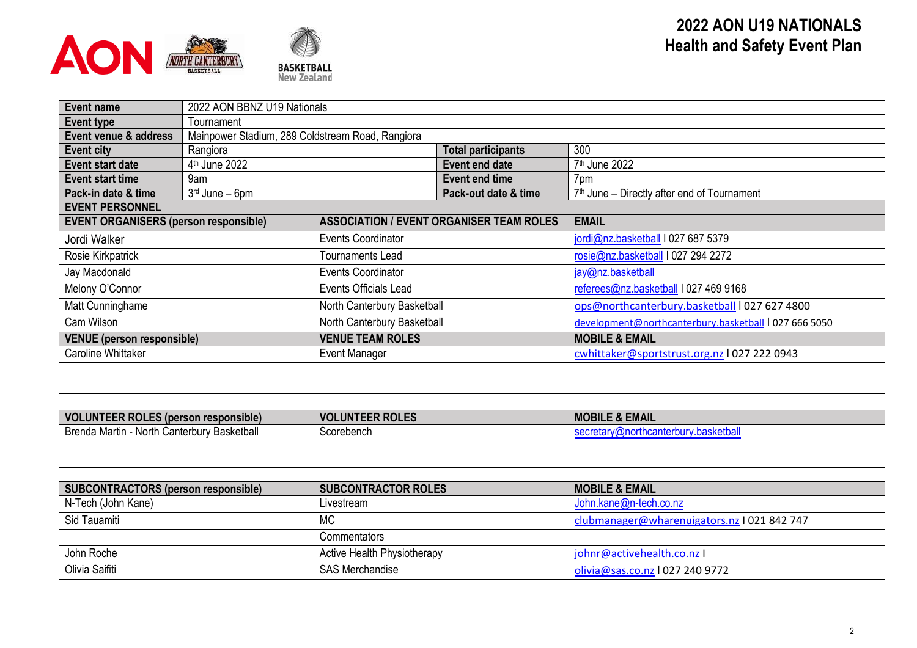# 2022 AON U19 NATIONALS
# Health and Safety Event Plan

| | | | |
|---|---|---|---|
| **Event name** | 2022 AON BBNZ U19 Nationals | | |
| **Event type** | Tournament | | |
| **Event venue & address** | Mainpower Stadium, 289 Coldstream Road, Rangiora | | |
| **Event city** | Rangiora | **Total participants** | 300 |
| **Event start date** | 4th June 2022 | **Event end date** | 7th June 2022 |
| **Event start time** | 9am | **Event end time** | 7pm |
| **Pack-in date & time** | 3rd June – 6pm | **Pack-out date & time** | 7th June – Directly after end of Tournament |

| **EVENT PERSONNEL** | | |
|---|---|---|
| **EVENT ORGANISERS (person responsible)** | **ASSOCIATION / EVENT ORGANISER TEAM ROLES** | **EMAIL** |
| Jordi Walker | Events Coordinator | jordi@nz.basketball I 027 687 5379 |
| Rosie Kirkpatrick | Tournaments Lead | rosie@nz.basketball I 027 294 2272 |
| Jay Macdonald | Events Coordinator | jay@nz.basketball |
| Melony O'Connor | Events Officials Lead | referees@nz.basketball I 027 469 9168 |
| Matt Cunninghame | North Canterbury Basketball | ops@northcanterbury.basketball I 027 627 4800 |
| Cam Wilson | North Canterbury Basketball | development@northcanterbury.basketball I 027 666 5050 |
| **VENUE (person responsible)** | **VENUE TEAM ROLES** | **MOBILE & EMAIL** |
| Caroline Whittaker | Event Manager | cwhittaker@sportstrust.org.nz I 027 222 0943 |
| | | |
| | | |
| | | |
| **VOLUNTEER ROLES (person responsible)** | **VOLUNTEER ROLES** | **MOBILE & EMAIL** |
| Brenda Martin - North Canterbury Basketball | Scorebench | secretary@northcanterbury.basketball |
| | | |
| | | |
| | | |
| **SUBCONTRACTORS (person responsible)** | **SUBCONTRACTOR ROLES** | **MOBILE & EMAIL** |
| N-Tech (John Kane) | Livestream | John.kane@n-tech.co.nz |
| Sid Tauamiti | MC | clubmanager@wharenuigators.nz I 021 842 747 |
| | Commentators | |
| John Roche | Active Health Physiotherapy | johnr@activehealth.co.nz I |
| Olivia Saifiti | SAS Merchandise | olivia@sas.co.nz I 027 240 9772 |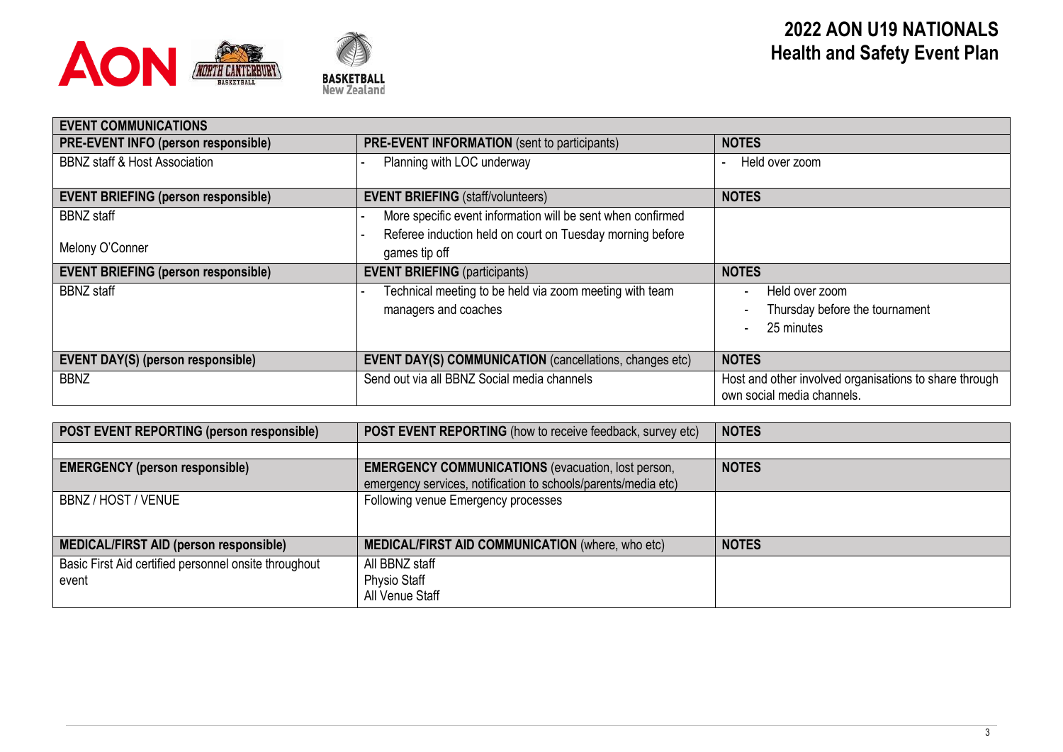# 2022 AON U19 NATIONALS
## Health and Safety Event Plan

| **EVENT COMMUNICATIONS** | | |
|---|---|---|
| **PRE-EVENT INFO (person responsible)** | **PRE-EVENT INFORMATION** (sent to participants) | **NOTES** |
| BBNZ staff & Host Association | - Planning with LOC underway | - Held over zoom |
| **EVENT BRIEFING (person responsible)** | **EVENT BRIEFING** (staff/volunteers) | **NOTES** |
| BBNZ staff<br><br>Melony O'Conner | - More specific event information will be sent when confirmed<br>- Referee induction held on court on Tuesday morning before games tip off | |
| **EVENT BRIEFING (person responsible)** | **EVENT BRIEFING** (participants) | **NOTES** |
| BBNZ staff | - Technical meeting to be held via zoom meeting with team managers and coaches | - Held over zoom<br>- Thursday before the tournament<br>- 25 minutes |
| **EVENT DAY(S) (person responsible)** | **EVENT DAY(S) COMMUNICATION** (cancellations, changes etc) | **NOTES** |
| BBNZ | Send out via all BBNZ Social media channels | Host and other involved organisations to share through own social media channels. |

| **POST EVENT REPORTING (person responsible)** | **POST EVENT REPORTING** (how to receive feedback, survey etc) | **NOTES** |
|---|---|---|
| | | |
| **EMERGENCY (person responsible)** | **EMERGENCY COMMUNICATIONS** (evacuation, lost person, emergency services, notification to schools/parents/media etc) | **NOTES** |
| BBNZ / HOST / VENUE | Following venue Emergency processes | |
| **MEDICAL/FIRST AID (person responsible)** | **MEDICAL/FIRST AID COMMUNICATION** (where, who etc) | **NOTES** |
| Basic First Aid certified personnel onsite throughout event | All BBNZ staff<br>Physio Staff<br>All Venue Staff | |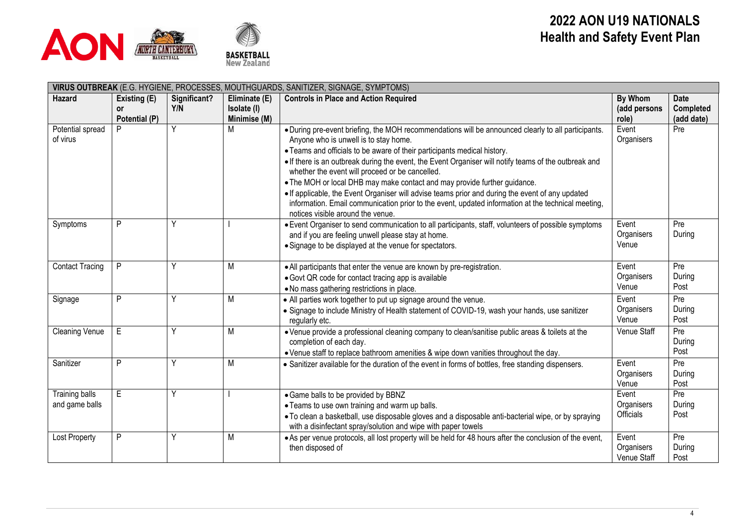# 2022 AON U19 NATIONALS Health and Safety Event Plan

| **VIRUS OUTBREAK** (E.G. HYGIENE, PROCESSES, MOUTHGUARDS, SANITIZER, SIGNAGE, SYMPTOMS) | | | | | | |
|---|---|---|---|---|---|---|
| **Hazard** | **Existing (E) or Potential (P)** | **Significant? Y/N** | **Eliminate (E) Isolate (I) Minimise (M)** | **Controls in Place and Action Required** | **By Whom (add persons role)** | **Date Completed (add date)** |
| Potential spread of virus | P | Y | M | • During pre-event briefing, the MOH recommendations will be announced clearly to all participants. Anyone who is unwell is to stay home.<br>• Teams and officials to be aware of their participants medical history.<br>• If there is an outbreak during the event, the Event Organiser will notify teams of the outbreak and whether the event will proceed or be cancelled.<br>• The MOH or local DHB may make contact and may provide further guidance.<br>• If applicable, the Event Organiser will advise teams prior and during the event of any updated information. Email communication prior to the event, updated information at the technical meeting, notices visible around the venue. | Event Organisers | Pre |
| Symptoms | P | Y | I | • Event Organiser to send communication to all participants, staff, volunteers of possible symptoms and if you are feeling unwell please stay at home.<br>• Signage to be displayed at the venue for spectators. | Event Organisers Venue | Pre During |
| Contact Tracing | P | Y | M | • All participants that enter the venue are known by pre-registration.<br>• Govt QR code for contact tracing app is available<br>• No mass gathering restrictions in place. | Event Organisers Venue | Pre During Post |
| Signage | P | Y | M | • All parties work together to put up signage around the venue.<br>• Signage to include Ministry of Health statement of COVID-19, wash your hands, use sanitizer regularly etc. | Event Organisers Venue | Pre During Post |
| Cleaning Venue | E | Y | M | • Venue provide a professional cleaning company to clean/sanitise public areas & toilets at the completion of each day.<br>• Venue staff to replace bathroom amenities & wipe down vanities throughout the day. | Venue Staff | Pre During Post |
| Sanitizer | P | Y | M | • Sanitizer available for the duration of the event in forms of bottles, free standing dispensers. | Event Organisers Venue | Pre During Post |
| Training balls and game balls | E | Y | I | • Game balls to be provided by BBNZ<br>• Teams to use own training and warm up balls.<br>• To clean a basketball, use disposable gloves and a disposable anti-bacterial wipe, or by spraying with a disinfectant spray/solution and wipe with paper towels | Event Organisers Officials | Pre During Post |
| Lost Property | P | Y | M | • As per venue protocols, all lost property will be held for 48 hours after the conclusion of the event, then disposed of | Event Organisers Venue Staff | Pre During Post |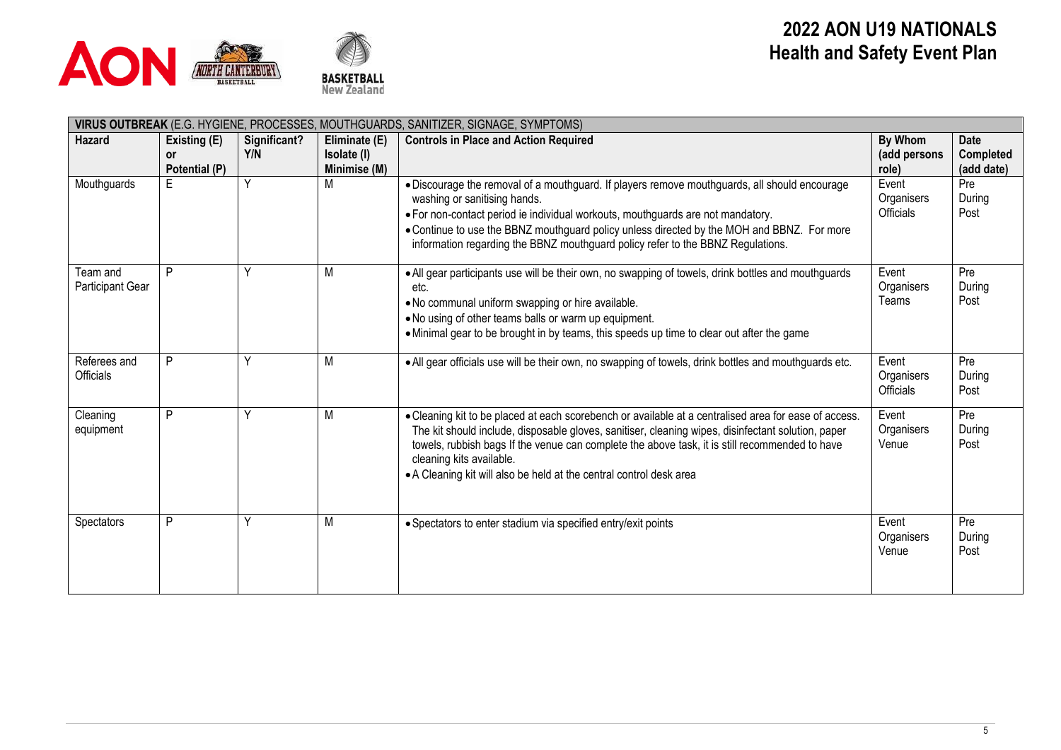# 2022 AON U19 NATIONALS
## Health and Safety Event Plan

| **VIRUS OUTBREAK** (E.G. HYGIENE, PROCESSES, MOUTHGUARDS, SANITIZER, SIGNAGE, SYMPTOMS) | | | | | | |
|---|---|---|---|---|---|---|
| **Hazard** | **Existing (E) or Potential (P)** | **Significant? Y/N** | **Eliminate (E) Isolate (I) Minimise (M)** | **Controls in Place and Action Required** | **By Whom (add persons role)** | **Date Completed (add date)** |
| Mouthguards | E | Y | M | • Discourage the removal of a mouthguard. If players remove mouthguards, all should encourage washing or sanitising hands.<br>• For non-contact period ie individual workouts, mouthguards are not mandatory.<br>• Continue to use the BBNZ mouthguard policy unless directed by the MOH and BBNZ. For more information regarding the BBNZ mouthguard policy refer to the BBNZ Regulations. | Event Organisers Officials | Pre During Post |
| Team and Participant Gear | P | Y | M | • All gear participants use will be their own, no swapping of towels, drink bottles and mouthguards etc.<br>• No communal uniform swapping or hire available.<br>• No using of other teams balls or warm up equipment.<br>• Minimal gear to be brought in by teams, this speeds up time to clear out after the game | Event Organisers Teams | Pre During Post |
| Referees and Officials | P | Y | M | • All gear officials use will be their own, no swapping of towels, drink bottles and mouthguards etc. | Event Organisers Officials | Pre During Post |
| Cleaning equipment | P | Y | M | • Cleaning kit to be placed at each scorebench or available at a centralised area for ease of access. The kit should include, disposable gloves, sanitiser, cleaning wipes, disinfectant solution, paper towels, rubbish bags If the venue can complete the above task, it is still recommended to have cleaning kits available.<br>• A Cleaning kit will also be held at the central control desk area | Event Organisers Venue | Pre During Post |
| Spectators | P | Y | M | • Spectators to enter stadium via specified entry/exit points | Event Organisers Venue | Pre During Post |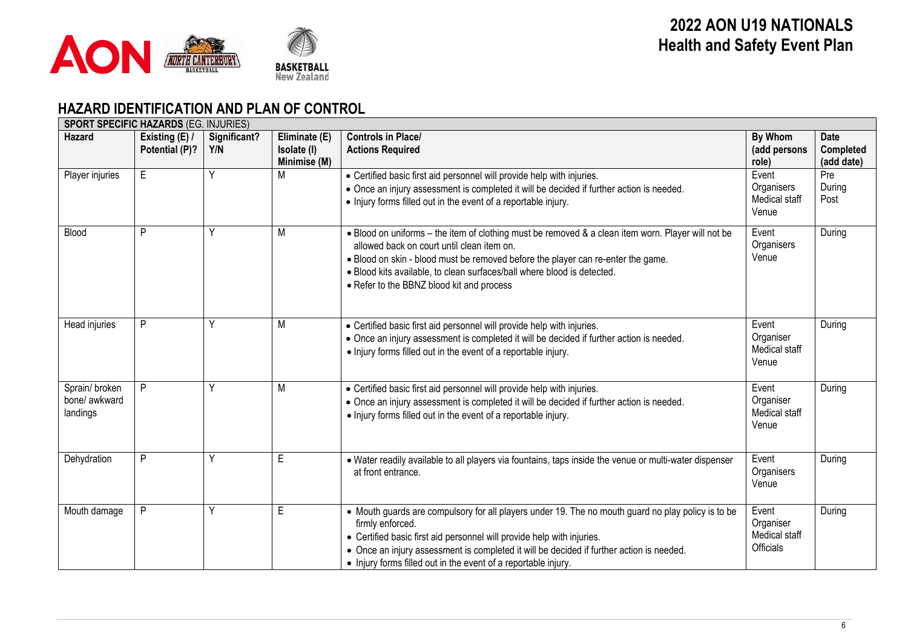# 2022 AON U19 NATIONALS
# Health and Safety Event Plan

## HAZARD IDENTIFICATION AND PLAN OF CONTROL

| **SPORT SPECIFIC HAZARDS** (EG. INJURIES) | | | | | | |
|---|---|---|---|---|---|---|
| **Hazard** | **Existing (E) / Potential (P)?** | **Significant? Y/N** | **Eliminate (E) Isolate (I) Minimise (M)** | **Controls in Place/ Actions Required** | **By Whom (add persons role)** | **Date Completed (add date)** |
| Player injuries | E | Y | M | • Certified basic first aid personnel will provide help with injuries.<br>• Once an injury assessment is completed it will be decided if further action is needed.<br>• Injury forms filled out in the event of a reportable injury. | Event Organisers Medical staff Venue | Pre During Post |
| Blood | P | Y | M | • Blood on uniforms – the item of clothing must be removed & a clean item worn. Player will not be allowed back on court until clean item on.<br>• Blood on skin - blood must be removed before the player can re-enter the game.<br>• Blood kits available, to clean surfaces/ball where blood is detected.<br>• Refer to the BBNZ blood kit and process | Event Organisers Venue | During |
| Head injuries | P | Y | M | • Certified basic first aid personnel will provide help with injuries.<br>• Once an injury assessment is completed it will be decided if further action is needed.<br>• Injury forms filled out in the event of a reportable injury. | Event Organiser Medical staff Venue | During |
| Sprain/ broken bone/ awkward landings | P | Y | M | • Certified basic first aid personnel will provide help with injuries.<br>• Once an injury assessment is completed it will be decided if further action is needed.<br>• Injury forms filled out in the event of a reportable injury. | Event Organiser Medical staff Venue | During |
| Dehydration | P | Y | E | • Water readily available to all players via fountains, taps inside the venue or multi-water dispenser at front entrance. | Event Organisers Venue | During |
| Mouth damage | P | Y | E | • Mouth guards are compulsory for all players under 19. The no mouth guard no play policy is to be firmly enforced.<br>• Certified basic first aid personnel will provide help with injuries.<br>• Once an injury assessment is completed it will be decided if further action is needed.<br>• Injury forms filled out in the event of a reportable injury. | Event Organiser Medical staff Officials | During |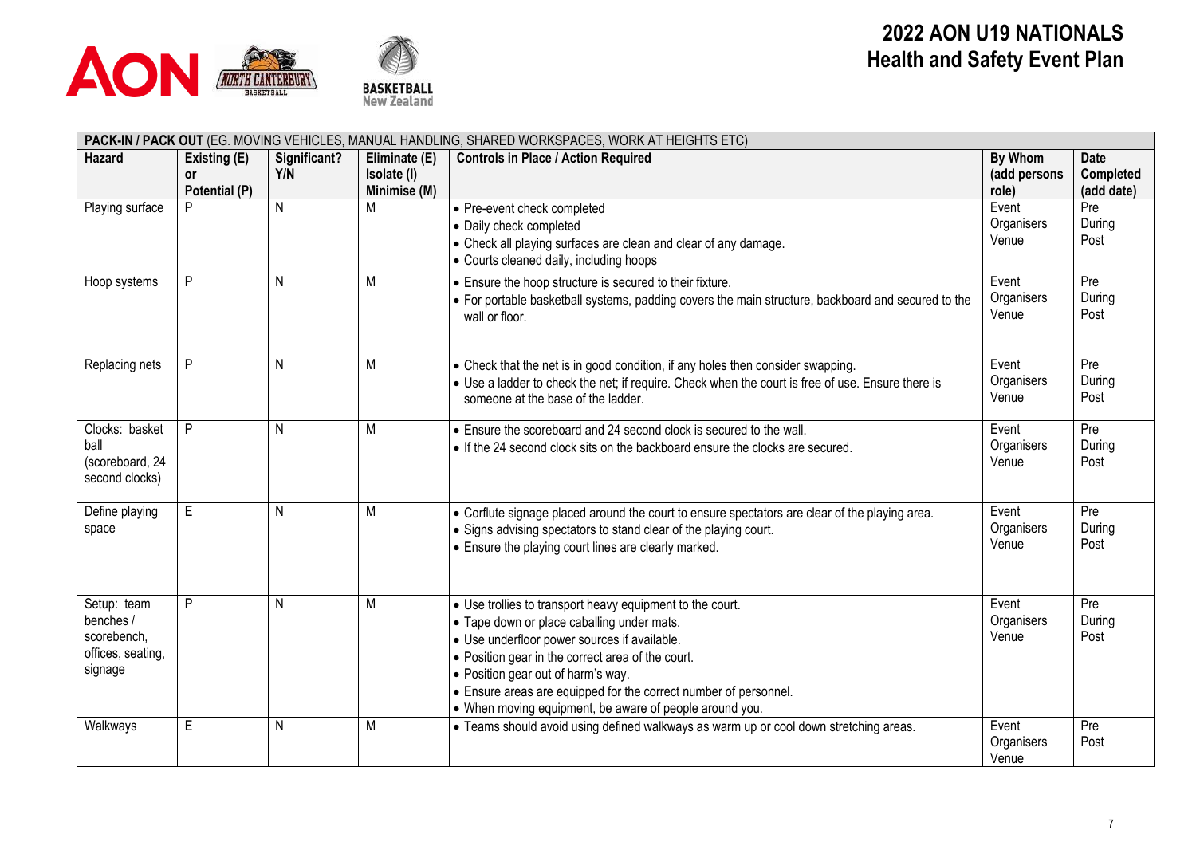# 2022 AON U19 NATIONALS
## Health and Safety Event Plan

| **PACK-IN / PACK OUT** (EG. MOVING VEHICLES, MANUAL HANDLING, SHARED WORKSPACES, WORK AT HEIGHTS ETC) | | | | | | |
|---|---|---|---|---|---|---|
| **Hazard** | **Existing (E) or Potential (P)** | **Significant? Y/N** | **Eliminate (E) Isolate (I) Minimise (M)** | **Controls in Place / Action Required** | **By Whom (add persons role)** | **Date Completed (add date)** |
| Playing surface | P | N | M | • Pre-event check completed<br>• Daily check completed<br>• Check all playing surfaces are clean and clear of any damage.<br>• Courts cleaned daily, including hoops | Event Organisers Venue | Pre During Post |
| Hoop systems | P | N | M | • Ensure the hoop structure is secured to their fixture.<br>• For portable basketball systems, padding covers the main structure, backboard and secured to the wall or floor. | Event Organisers Venue | Pre During Post |
| Replacing nets | P | N | M | • Check that the net is in good condition, if any holes then consider swapping.<br>• Use a ladder to check the net; if require. Check when the court is free of use. Ensure there is someone at the base of the ladder. | Event Organisers Venue | Pre During Post |
| Clocks: basket ball (scoreboard, 24 second clocks) | P | N | M | • Ensure the scoreboard and 24 second clock is secured to the wall.<br>• If the 24 second clock sits on the backboard ensure the clocks are secured. | Event Organisers Venue | Pre During Post |
| Define playing space | E | N | M | • Corflute signage placed around the court to ensure spectators are clear of the playing area.<br>• Signs advising spectators to stand clear of the playing court.<br>• Ensure the playing court lines are clearly marked. | Event Organisers Venue | Pre During Post |
| Setup: team benches / scorebench, offices, seating, signage | P | N | M | • Use trollies to transport heavy equipment to the court.<br>• Tape down or place caballing under mats.<br>• Use underfloor power sources if available.<br>• Position gear in the correct area of the court.<br>• Position gear out of harm's way.<br>• Ensure areas are equipped for the correct number of personnel.<br>• When moving equipment, be aware of people around you. | Event Organisers Venue | Pre During Post |
| Walkways | E | N | M | • Teams should avoid using defined walkways as warm up or cool down stretching areas. | Event Organisers Venue | Pre Post |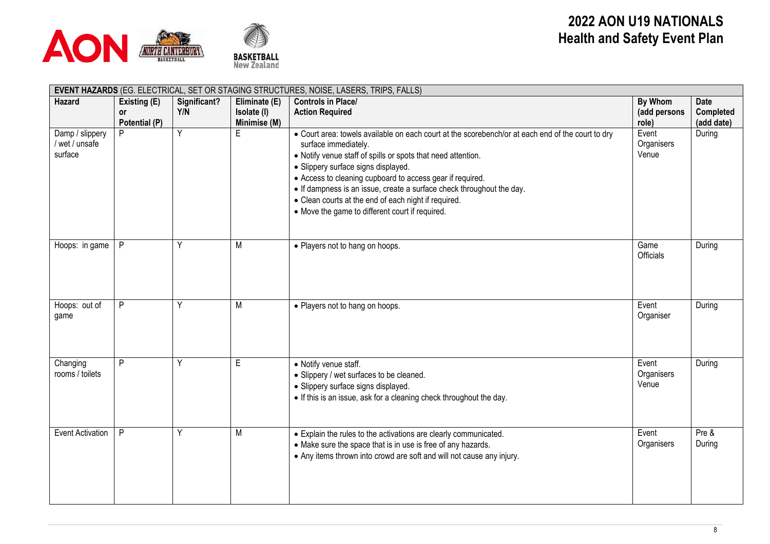# 2022 AON U19 NATIONALS
# Health and Safety Event Plan

| EVENT HAZARDS (EG. ELECTRICAL, SET OR STAGING STRUCTURES, NOISE, LASERS, TRIPS, FALLS) | | | | | | |
|---|---|---|---|---|---|---|
| **Hazard** | **Existing (E) or Potential (P)** | **Significant? Y/N** | **Eliminate (E) Isolate (I) Minimise (M)** | **Controls in Place/ Action Required** | **By Whom (add persons role)** | **Date Completed (add date)** |
| Damp / slippery / wet / unsafe surface | P | Y | E | • Court area: towels available on each court at the scorebench/or at each end of the court to dry surface immediately.<br>• Notify venue staff of spills or spots that need attention.<br>• Slippery surface signs displayed.<br>• Access to cleaning cupboard to access gear if required.<br>• If dampness is an issue, create a surface check throughout the day.<br>• Clean courts at the end of each night if required.<br>• Move the game to different court if required. | Event Organisers Venue | During |
| Hoops: in game | P | Y | M | • Players not to hang on hoops. | Game Officials | During |
| Hoops: out of game | P | Y | M | • Players not to hang on hoops. | Event Organiser | During |
| Changing rooms / toilets | P | Y | E | • Notify venue staff.<br>• Slippery / wet surfaces to be cleaned.<br>• Slippery surface signs displayed.<br>• If this is an issue, ask for a cleaning check throughout the day. | Event Organisers Venue | During |
| Event Activation | P | Y | M | • Explain the rules to the activations are clearly communicated.<br>• Make sure the space that is in use is free of any hazards.<br>• Any items thrown into crowd are soft and will not cause any injury. | Event Organisers | Pre & During |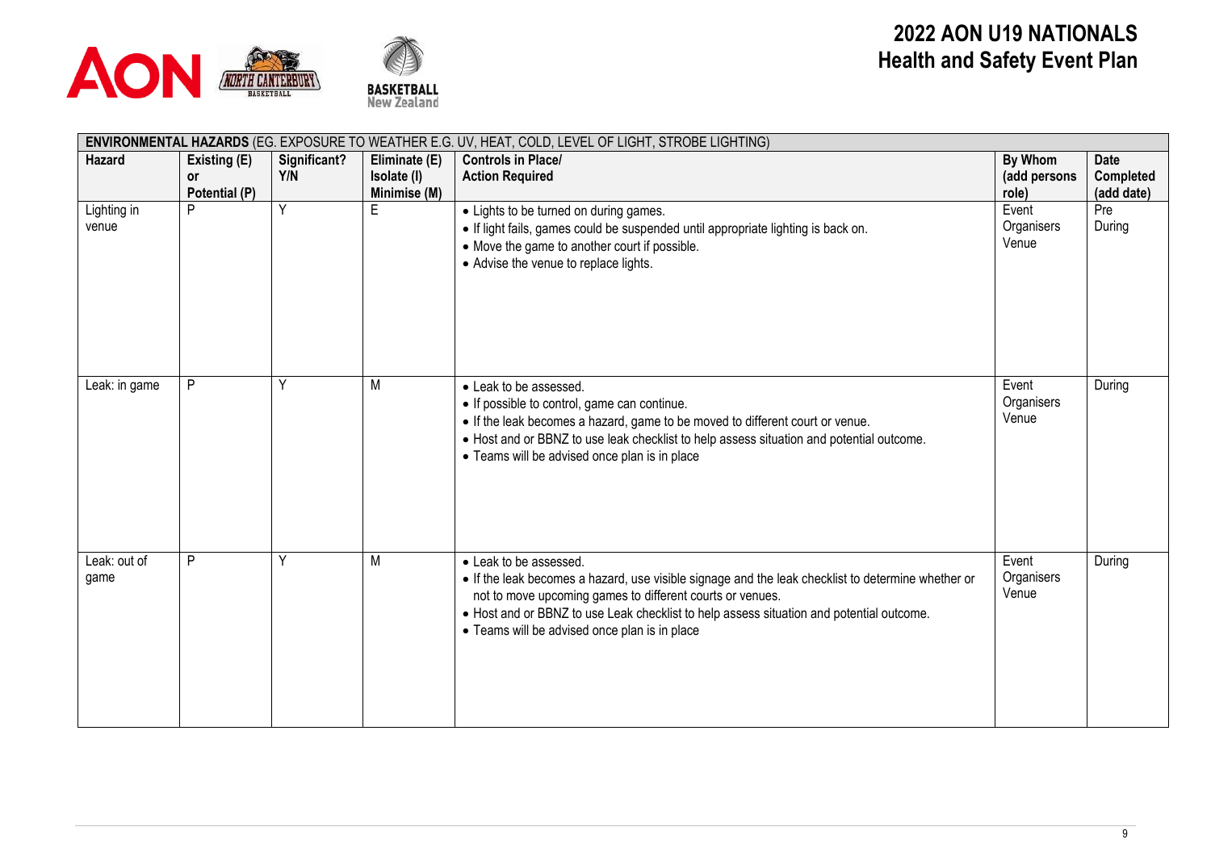# 2022 AON U19 NATIONALS
# Health and Safety Event Plan

| **ENVIRONMENTAL HAZARDS** (EG. EXPOSURE TO WEATHER E.G. UV, HEAT, COLD, LEVEL OF LIGHT, STROBE LIGHTING) | | | | | | |
|---|---|---|---|---|---|---|
| **Hazard** | **Existing (E) or Potential (P)** | **Significant? Y/N** | **Eliminate (E) Isolate (I) Minimise (M)** | **Controls in Place/ Action Required** | **By Whom (add persons role)** | **Date Completed (add date)** |
| Lighting in venue | P | Y | E | • Lights to be turned on during games.<br>• If light fails, games could be suspended until appropriate lighting is back on.<br>• Move the game to another court if possible.<br>• Advise the venue to replace lights. | Event Organisers Venue | Pre During |
| Leak: in game | P | Y | M | • Leak to be assessed.<br>• If possible to control, game can continue.<br>• If the leak becomes a hazard, game to be moved to different court or venue.<br>• Host and or BBNZ to use leak checklist to help assess situation and potential outcome.<br>• Teams will be advised once plan is in place | Event Organisers Venue | During |
| Leak: out of game | P | Y | M | • Leak to be assessed.<br>• If the leak becomes a hazard, use visible signage and the leak checklist to determine whether or not to move upcoming games to different courts or venues.<br>• Host and or BBNZ to use Leak checklist to help assess situation and potential outcome.<br>• Teams will be advised once plan is in place | Event Organisers Venue | During |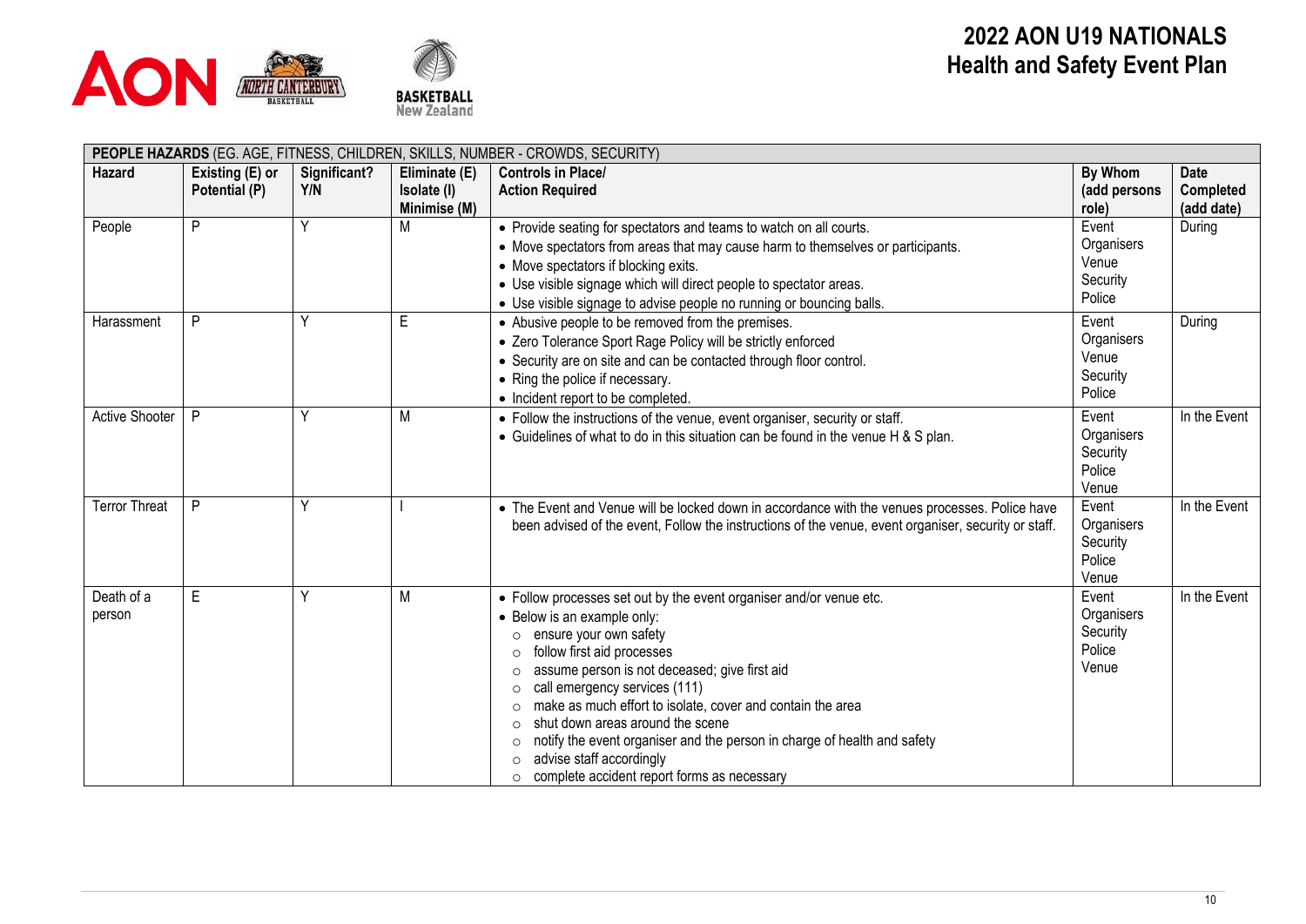# 2022 AON U19 NATIONALS
## Health and Safety Event Plan

| **PEOPLE HAZARDS** (EG. AGE, FITNESS, CHILDREN, SKILLS, NUMBER - CROWDS, SECURITY) | | | | | | |
|---|---|---|---|---|---|---|
| **Hazard** | **Existing (E) or Potential (P)** | **Significant? Y/N** | **Eliminate (E) Isolate (I) Minimise (M)** | **Controls in Place/ Action Required** | **By Whom (add persons role)** | **Date Completed (add date)** |
| People | P | Y | M | • Provide seating for spectators and teams to watch on all courts.<br>• Move spectators from areas that may cause harm to themselves or participants.<br>• Move spectators if blocking exits.<br>• Use visible signage which will direct people to spectator areas.<br>• Use visible signage to advise people no running or bouncing balls. | Event Organisers Venue Security Police | During |
| Harassment | P | Y | E | • Abusive people to be removed from the premises.<br>• Zero Tolerance Sport Rage Policy will be strictly enforced<br>• Security are on site and can be contacted through floor control.<br>• Ring the police if necessary.<br>• Incident report to be completed. | Event Organisers Venue Security Police | During |
| Active Shooter | P | Y | M | • Follow the instructions of the venue, event organiser, security or staff.<br>• Guidelines of what to do in this situation can be found in the venue H & S plan. | Event Organisers Security Police Venue | In the Event |
| Terror Threat | P | Y | I | • The Event and Venue will be locked down in accordance with the venues processes. Police have been advised of the event, Follow the instructions of the venue, event organiser, security or staff. | Event Organisers Security Police Venue | In the Event |
| Death of a person | E | Y | M | • Follow processes set out by the event organiser and/or venue etc.<br>• Below is an example only:<br>○ ensure your own safety<br>○ follow first aid processes<br>○ assume person is not deceased; give first aid<br>○ call emergency services (111)<br>○ make as much effort to isolate, cover and contain the area<br>○ shut down areas around the scene<br>○ notify the event organiser and the person in charge of health and safety<br>○ advise staff accordingly<br>○ complete accident report forms as necessary | Event Organisers Security Police Venue | In the Event |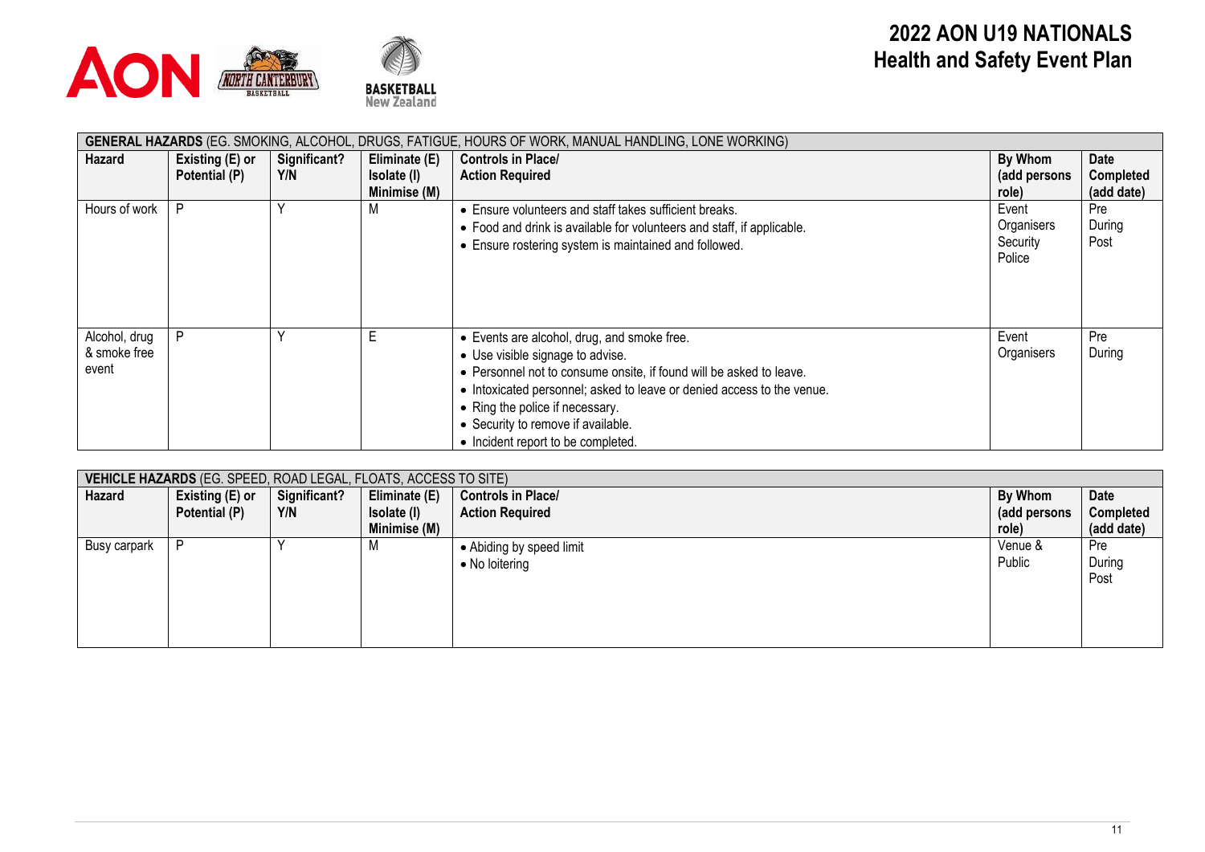# 2022 AON U19 NATIONALS
# Health and Safety Event Plan

| GENERAL HAZARDS (EG. SMOKING, ALCOHOL, DRUGS, FATIGUE, HOURS OF WORK, MANUAL HANDLING, LONE WORKING) | | | | | | |
|---|---|---|---|---|---|---|
| **Hazard** | **Existing (E) or Potential (P)** | **Significant? Y/N** | **Eliminate (E) Isolate (I) Minimise (M)** | **Controls in Place/ Action Required** | **By Whom (add persons role)** | **Date Completed (add date)** |
| Hours of work | P | Y | M | • Ensure volunteers and staff takes sufficient breaks.<br>• Food and drink is available for volunteers and staff, if applicable.<br>• Ensure rostering system is maintained and followed. | Event Organisers Security Police | Pre During Post |
| Alcohol, drug & smoke free event | P | Y | E | • Events are alcohol, drug, and smoke free.<br>• Use visible signage to advise.<br>• Personnel not to consume onsite, if found will be asked to leave.<br>• Intoxicated personnel; asked to leave or denied access to the venue.<br>• Ring the police if necessary.<br>• Security to remove if available.<br>• Incident report to be completed. | Event Organisers | Pre During |

| VEHICLE HAZARDS (EG. SPEED, ROAD LEGAL, FLOATS, ACCESS TO SITE) | | | | | | |
|---|---|---|---|---|---|---|
| **Hazard** | **Existing (E) or Potential (P)** | **Significant? Y/N** | **Eliminate (E) Isolate (I) Minimise (M)** | **Controls in Place/ Action Required** | **By Whom (add persons role)** | **Date Completed (add date)** |
| Busy carpark | P | Y | M | • Abiding by speed limit<br>• No loitering | Venue & Public | Pre During Post |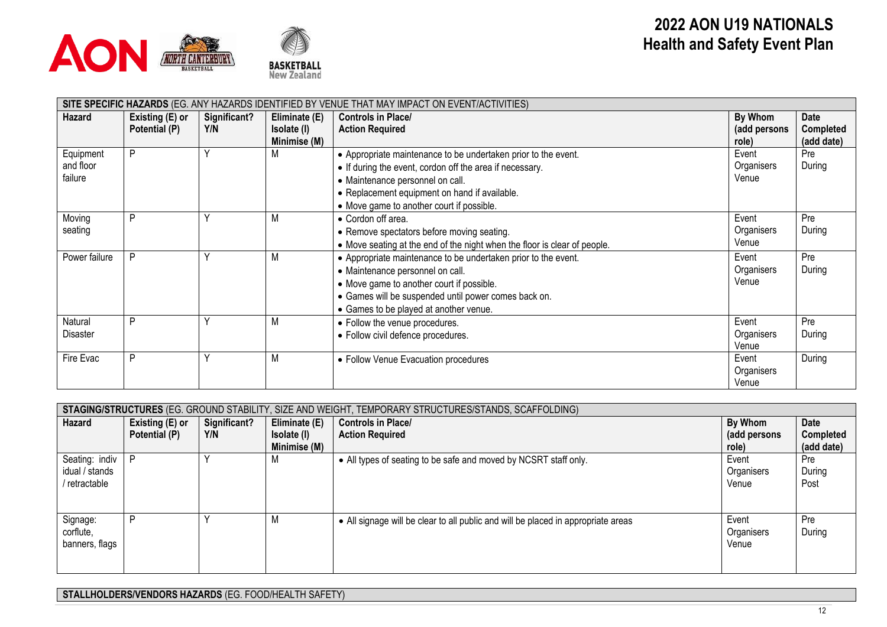# 2022 AON U19 NATIONALS
## Health and Safety Event Plan

| SITE SPECIFIC HAZARDS (EG. ANY HAZARDS IDENTIFIED BY VENUE THAT MAY IMPACT ON EVENT/ACTIVITIES) | | | | | | |
|---|---|---|---|---|---|---|
| **Hazard** | **Existing (E) or Potential (P)** | **Significant? Y/N** | **Eliminate (E) Isolate (I) Minimise (M)** | **Controls in Place/ Action Required** | **By Whom (add persons role)** | **Date Completed (add date)** |
| Equipment and floor failure | P | Y | M | • Appropriate maintenance to be undertaken prior to the event.<br>• If during the event, cordon off the area if necessary.<br>• Maintenance personnel on call.<br>• Replacement equipment on hand if available.<br>• Move game to another court if possible. | Event Organisers Venue | Pre During |
| Moving seating | P | Y | M | • Cordon off area.<br>• Remove spectators before moving seating.<br>• Move seating at the end of the night when the floor is clear of people. | Event Organisers Venue | Pre During |
| Power failure | P | Y | M | • Appropriate maintenance to be undertaken prior to the event.<br>• Maintenance personnel on call.<br>• Move game to another court if possible.<br>• Games will be suspended until power comes back on.<br>• Games to be played at another venue. | Event Organisers Venue | Pre During |
| Natural Disaster | P | Y | M | • Follow the venue procedures.<br>• Follow civil defence procedures. | Event Organisers Venue | Pre During |
| Fire Evac | P | Y | M | • Follow Venue Evacuation procedures | Event Organisers Venue | During |

| STAGING/STRUCTURES (EG. GROUND STABILITY, SIZE AND WEIGHT, TEMPORARY STRUCTURES/STANDS, SCAFFOLDING) | | | | | | |
|---|---|---|---|---|---|---|
| **Hazard** | **Existing (E) or Potential (P)** | **Significant? Y/N** | **Eliminate (E) Isolate (I) Minimise (M)** | **Controls in Place/ Action Required** | **By Whom (add persons role)** | **Date Completed (add date)** |
| Seating: individual / stands / retractable | P | Y | M | • All types of seating to be safe and moved by NCSRT staff only. | Event Organisers Venue | Pre During Post |
| Signage: corflute, banners, flags | P | Y | M | • All signage will be clear to all public and will be placed in appropriate areas | Event Organisers Venue | Pre During |

**STALLHOLDERS/VENDORS HAZARDS** (EG. FOOD/HEALTH SAFETY)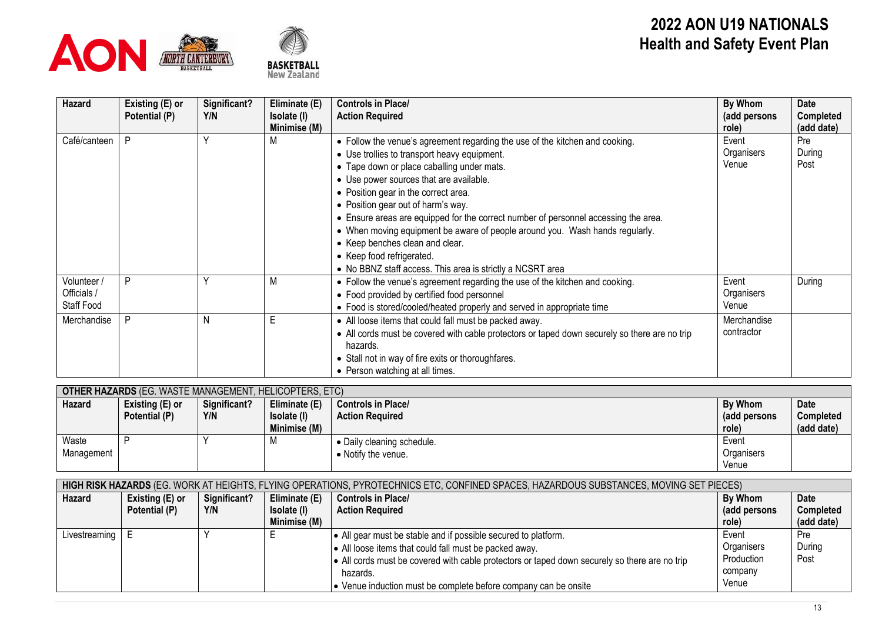# 2022 AON U19 NATIONALS
## Health and Safety Event Plan

| Hazard | Existing (E) or Potential (P) | Significant? Y/N | Eliminate (E) Isolate (I) Minimise (M) | Controls in Place/ Action Required | By Whom (add persons role) | Date Completed (add date) |
|---|---|---|---|---|---|---|
| Café/canteen | P | Y | M | • Follow the venue's agreement regarding the use of the kitchen and cooking.<br>• Use trollies to transport heavy equipment.<br>• Tape down or place caballing under mats.<br>• Use power sources that are available.<br>• Position gear in the correct area.<br>• Position gear out of harm's way.<br>• Ensure areas are equipped for the correct number of personnel accessing the area.<br>• When moving equipment be aware of people around you. Wash hands regularly.<br>• Keep benches clean and clear.<br>• Keep food refrigerated.<br>• No BBNZ staff access. This area is strictly a NCSRT area | Event Organisers Venue | Pre During Post |
| Volunteer / Officials / Staff Food | P | Y | M | • Follow the venue's agreement regarding the use of the kitchen and cooking.<br>• Food provided by certified food personnel<br>• Food is stored/cooled/heated properly and served in appropriate time | Event Organisers Venue | During |
| Merchandise | P | N | E | • All loose items that could fall must be packed away.<br>• All cords must be covered with cable protectors or taped down securely so there are no trip hazards.<br>• Stall not in way of fire exits or thoroughfares.<br>• Person watching at all times. | Merchandise contractor | |

**OTHER HAZARDS** (EG. WASTE MANAGEMENT, HELICOPTERS, ETC)

| Hazard | Existing (E) or Potential (P) | Significant? Y/N | Eliminate (E) Isolate (I) Minimise (M) | Controls in Place/ Action Required | By Whom (add persons role) | Date Completed (add date) |
|---|---|---|---|---|---|---|
| Waste Management | P | Y | M | • Daily cleaning schedule.<br>• Notify the venue. | Event Organisers Venue | |

**HIGH RISK HAZARDS** (EG. WORK AT HEIGHTS, FLYING OPERATIONS, PYROTECHNICS ETC, CONFINED SPACES, HAZARDOUS SUBSTANCES, MOVING SET PIECES)

| Hazard | Existing (E) or Potential (P) | Significant? Y/N | Eliminate (E) Isolate (I) Minimise (M) | Controls in Place/ Action Required | By Whom (add persons role) | Date Completed (add date) |
|---|---|---|---|---|---|---|
| Livestreaming | E | Y | E | • All gear must be stable and if possible secured to platform.<br>• All loose items that could fall must be packed away.<br>• All cords must be covered with cable protectors or taped down securely so there are no trip hazards.<br>• Venue induction must be complete before company can be onsite | Event Organisers Production company Venue | Pre During Post |